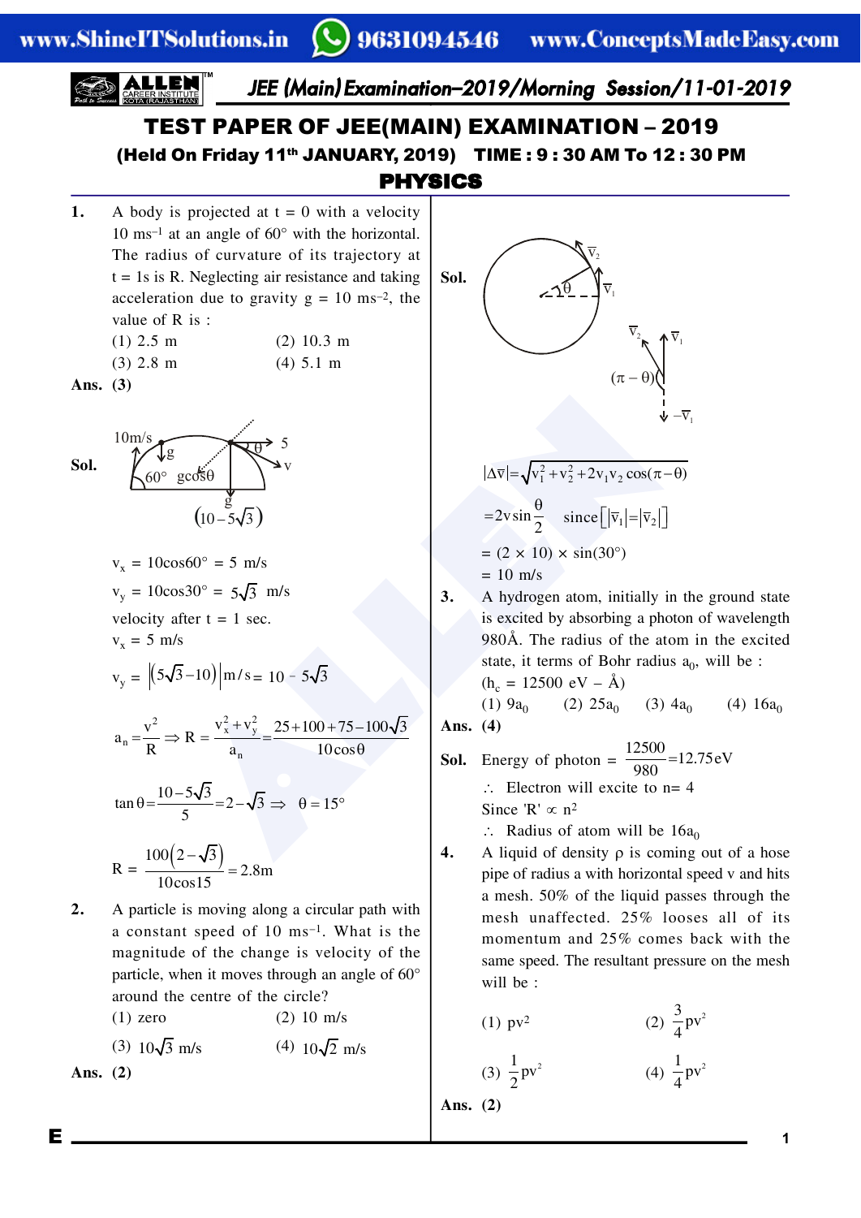# TEST PAPER OF JEE(MAIN) EXAMINATION – 2019

## (Held On Friday 11th JANUARY, 2019) TIME : 9 : 30 AM To 12 : 30 PM

## PHYSICS

**1.** A body is projected at t = 0 with a velocity 10 $ms^{-1}$ at an angle of 60° with the horizontal. The radius of curvature of its trajectory at t = 1s is R. Neglecting air resistance and taking acceleration due to gravity g = 10 $ms^{-2}$, the value of R is :

(1) 2.5 m (2) 10.3 m
(3) 2.8 m (4) 5.1 m

**Ans. (3)**

**Sol.**

$v_x = 10\cos 60° = 5$ m/s

$v_y = 10\cos 30° = 5\sqrt{3}$ m/s

velocity after t = 1 sec.

$v_x = 5$ m/s

$v_y = \left|\left(5\sqrt{3}-10\right)\right| m/s = 10 - 5\sqrt{3}$

$$a_n = \frac{v^2}{R} \Rightarrow R = \frac{v_x^2 + v_y^2}{a_n} = \frac{25+100+75-100\sqrt{3}}{10\cos\theta}$$

$$\tan\theta = \frac{10-5\sqrt{3}}{5} = 2-\sqrt{3} \Rightarrow \theta = 15°$$

$$R = \frac{100\left(2-\sqrt{3}\right)}{10\cos 15} = 2.8\text{m}$$

**2.** A particle is moving along a circular path with a constant speed of 10 $ms^{-1}$. What is the magnitude of the change is velocity of the particle, when it moves through an angle of 60° around the centre of the circle?

(1) zero (2) 10 m/s
(3) $10\sqrt{3}$ m/s (4) $10\sqrt{2}$ m/s

**Ans. (2)**

**Sol.**

$$|\Delta\vec{v}| = \sqrt{v_1^2 + v_2^2 + 2v_1v_2\cos(\pi-\theta)}$$

$$= 2v\sin\frac{\theta}{2} \quad \text{since}\left[|\vec{v}_1| = |\vec{v}_2|\right]$$

$= (2 \times 10) \times \sin(30°)$

$= 10$ m/s

**3.** A hydrogen atom, initially in the ground state is excited by absorbing a photon of wavelength 980Å. The radius of the atom in the excited state, it terms of Bohr radius $a_0$, will be :
($h_c$ = 12500 eV – Å)

(1) $9a_0$ (2) $25a_0$ (3) $4a_0$ (4) $16a_0$

**Ans. (4)**

**Sol.** Energy of photon = $\frac{12500}{980} = 12.75\text{eV}$

$\therefore$ Electron will excite to n= 4

Since 'R' $\propto n^2$

$\therefore$ Radius of atom will be $16a_0$

**4.** A liquid of density ρ is coming out of a hose pipe of radius a with horizontal speed v and hits a mesh. 50% of the liquid passes through the mesh unaffected. 25% looses all of its momentum and 25% comes back with the same speed. The resultant pressure on the mesh will be :

(1) $\rho v^2$ (2) $\frac{3}{4}\rho v^2$
(3) $\frac{1}{2}\rho v^2$ (4) $\frac{1}{4}\rho v^2$

**Ans. (2)**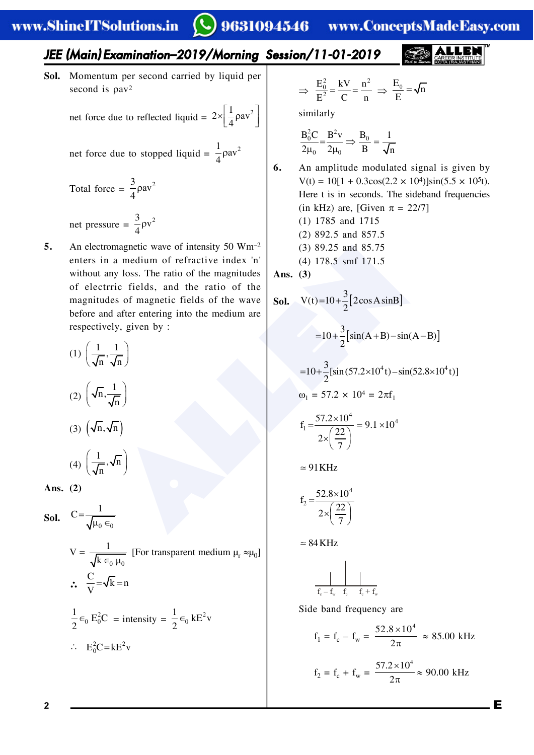**Sol.** Momentum per second carried by liquid per second is $\rho av^2$

net force due to reflected liquid = $2\times\left[\frac{1}{4}\rho av^2\right]$

net force due to stopped liquid = $\frac{1}{4}\rho av^2$

Total force = $\frac{3}{4}\rho av^2$

net pressure = $\frac{3}{4}\rho v^2$

**5.** An electromagnetic wave of intensity 50 $Wm^{-2}$ enters in a medium of refractive index 'n' without any loss. The ratio of the magnitudes of electrric fields, and the ratio of the magnitudes of magnetic fields of the wave before and after entering into the medium are respectively, given by :

(1) $\left(\frac{1}{\sqrt{n}},\frac{1}{\sqrt{n}}\right)$

(2) $\left(\sqrt{n},\frac{1}{\sqrt{n}}\right)$

(3) $\left(\sqrt{n},\sqrt{n}\right)$

(4) $\left(\frac{1}{\sqrt{n}},\sqrt{n}\right)$

**Ans. (2)**

**Sol.** $C=\frac{1}{\sqrt{\mu_0\in_0}}$

$V = \frac{1}{\sqrt{k\in_0\mu_0}}$ [For transparent medium $\mu_r \approx \mu_0$]

$\therefore \frac{C}{V}=\sqrt{k}=n$

$\frac{1}{2}\in_0 E_0^2 C$ = intensity = $\frac{1}{2}\in_0 kE^2 v$

$\therefore E_0^2 C = kE^2 v$

$\Rightarrow \frac{E_0^2}{E^2}=\frac{kV}{C}=\frac{n^2}{n} \Rightarrow \frac{E_0}{E}=\sqrt{n}$

similarly

$\frac{B_0^2 C}{2\mu_0}=\frac{B^2 v}{2\mu_0} \Rightarrow \frac{B_0}{B}=\frac{1}{\sqrt{n}}$

**6.** An amplitude modulated signal is given by $V(t) = 10[1 + 0.3\cos(2.2 \times 10^4)]\sin(5.5 \times 10^5 t)$. Here t is in seconds. The sideband frequencies (in kHz) are, [Given $\pi = 22/7$]

(1) 1785 and 1715

(2) 892.5 and 857.5

(3) 89.25 and 85.75

(4) 178.5 smf 171.5

**Ans. (3)**

**Sol.** $V(t)=10+\frac{3}{2}[2\cos A\sin B]$

$=10+\frac{3}{2}[\sin(A+B)-\sin(A-B)]$

$=10+\frac{3}{2}[\sin(57.2\times10^4 t)-\sin(52.8\times10^4 t)]$

$\omega_1 = 57.2 \times 10^4 = 2\pi f_1$

$f_1=\frac{57.2\times10^4}{2\times\left(\frac{22}{7}\right)} = 9.1\times10^4$

$\simeq 91\text{KHz}$

$f_2=\frac{52.8\times10^4}{2\times\left(\frac{22}{7}\right)}$

$\simeq 84\text{KHz}$

$f_c - f_w$ $f_c$ $f_c + f_w$

Side band frequency are

$f_1 = f_c - f_w = \frac{52.8\times10^4}{2\pi} \approx 85.00$ kHz

$f_2 = f_c + f_w = \frac{57.2\times10^4}{2\pi} \approx 90.00$ kHz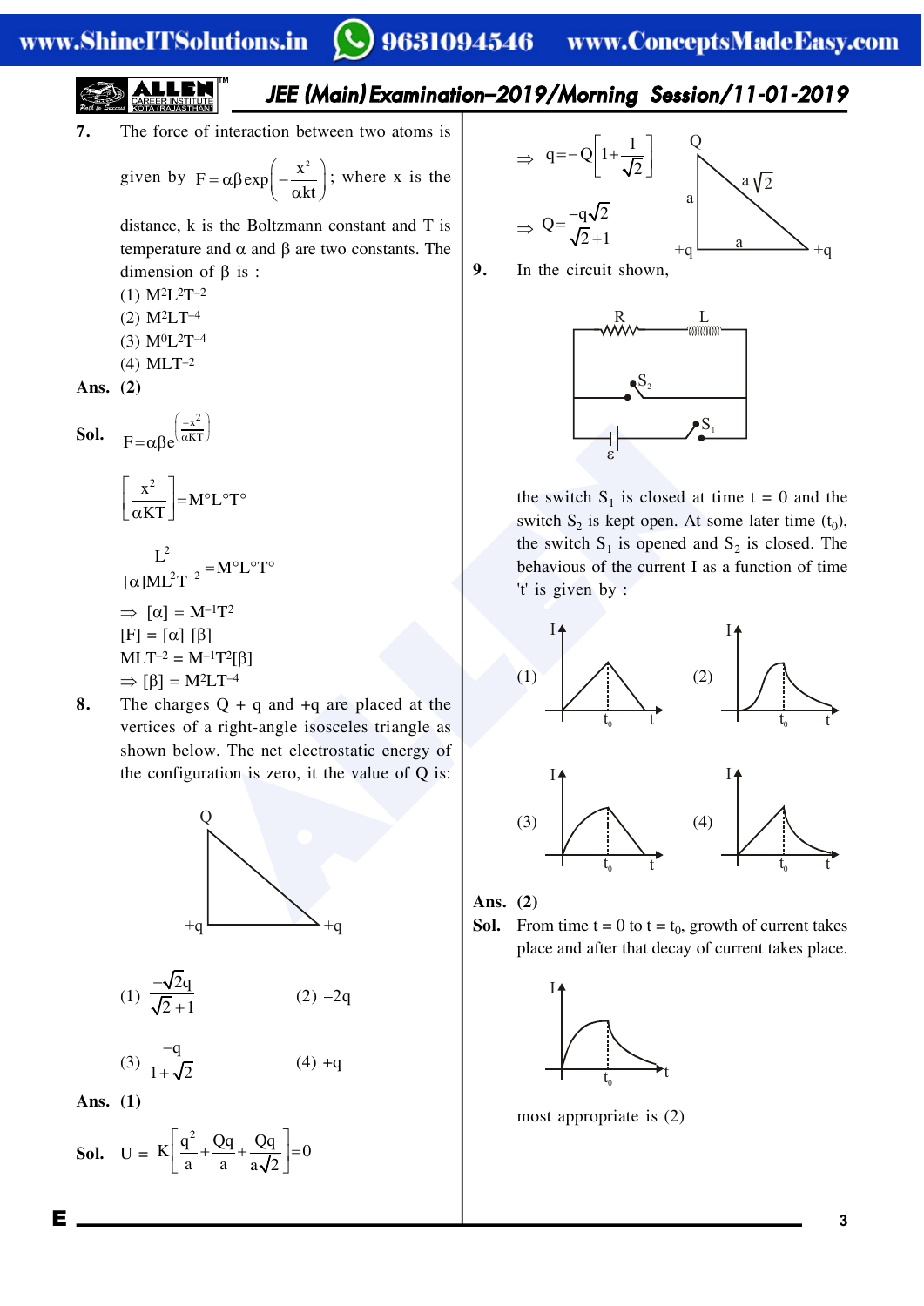**7.** The force of interaction between two atoms is given by $F = \alpha\beta \exp\left(-\frac{x^2}{\alpha kt}\right)$; where x is the distance, k is the Boltzmann constant and T is temperature and $\alpha$ and $\beta$ are two constants. The dimension of $\beta$ is :

(1) $M^2L^2T^{-2}$
(2) $M^2LT^{-4}$
(3) $M^0L^2T^{-4}$
(4) $MLT^{-2}$

**Ans.** **(2)**

**Sol.** $F = \alpha\beta e^{\left(\frac{-x^2}{\alpha KT}\right)}$

$\left[\frac{x^2}{\alpha KT}\right] = M^\circ L^\circ T^\circ$

$\frac{L^2}{[\alpha]ML^2T^{-2}} = M^\circ L^\circ T^\circ$

$\Rightarrow [\alpha] = M^{-1}T^2$

$[F] = [\alpha]\,[\beta]$

$MLT^{-2} = M^{-1}T^2[\beta]$

$\Rightarrow [\beta] = M^2LT^{-4}$

**8.** The charges Q + q and +q are placed at the vertices of a right-angle isosceles triangle as shown below. The net electrostatic energy of the configuration is zero, it the value of Q is:

(1) $\frac{-\sqrt{2}q}{\sqrt{2}+1}$
(2) $-2q$
(3) $\frac{-q}{1+\sqrt{2}}$
(4) $+q$

**Ans.** **(1)**

**Sol.** $U = K\left[\frac{q^2}{a} + \frac{Qq}{a} + \frac{Qq}{a\sqrt{2}}\right] = 0$

$\Rightarrow q = -Q\left[1 + \frac{1}{\sqrt{2}}\right]$

$\Rightarrow Q = \frac{-q\sqrt{2}}{\sqrt{2}+1}$

**9.** In the circuit shown,

the switch $S_1$ is closed at time t = 0 and the switch $S_2$ is kept open. At some later time ($t_0$), the switch $S_1$ is opened and $S_2$ is closed. The behavious of the current I as a function of time 't' is given by :

**Ans.** **(2)**

**Sol.** From time t = 0 to t = $t_0$, growth of current takes place and after that decay of current takes place.

most appropriate is (2)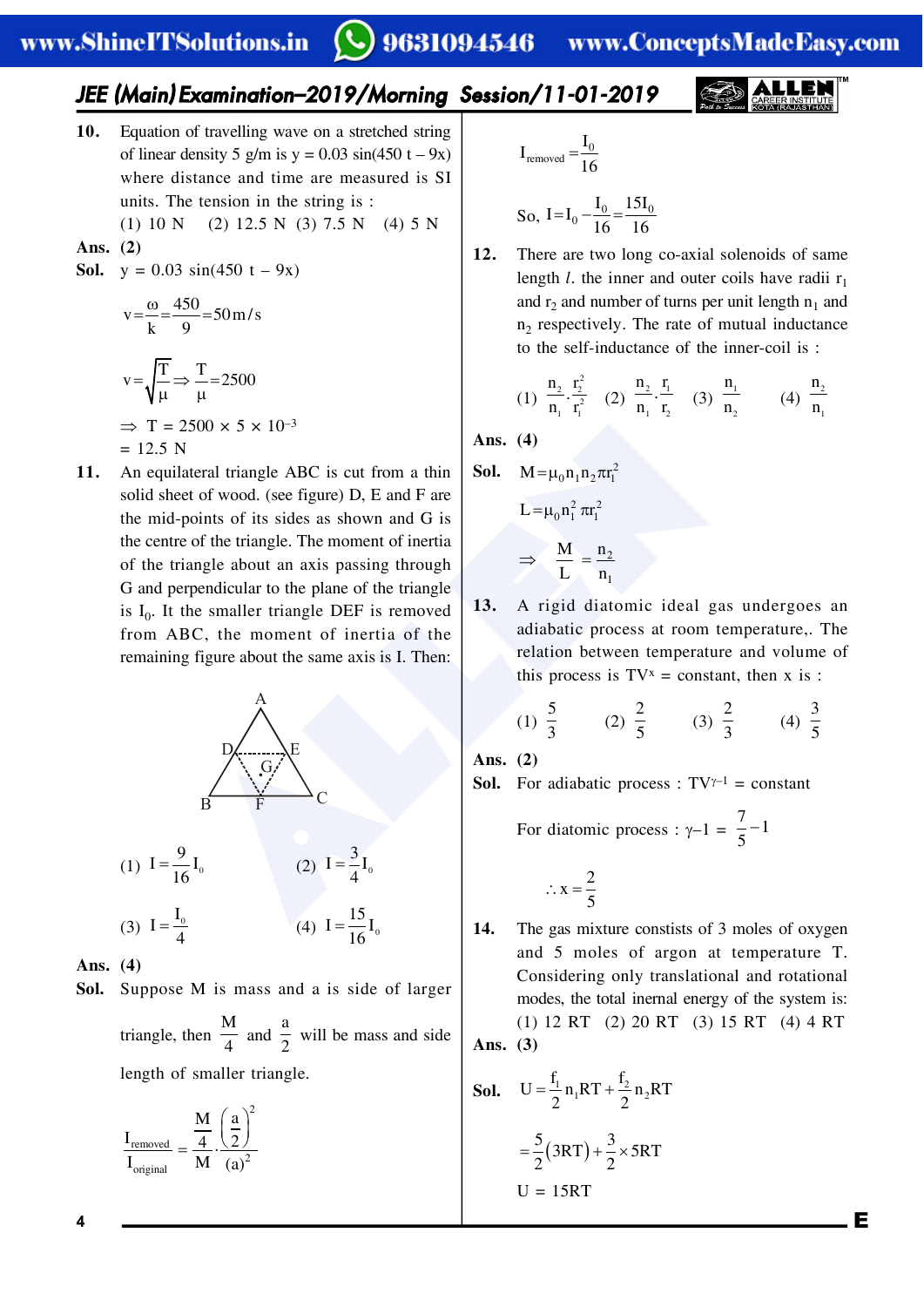**10.** Equation of travelling wave on a stretched string of linear density 5 g/m is y = 0.03 sin(450 t – 9x) where distance and time are measured is SI units. The tension in the string is :

(1) 10 N (2) 12.5 N (3) 7.5 N (4) 5 N

**Ans. (2)**

**Sol.** y = 0.03 sin(450 t – 9x)

$$v = \frac{\omega}{k} = \frac{450}{9} = 50\,m/s$$

$$v = \sqrt{\frac{T}{\mu}} \Rightarrow \frac{T}{\mu} = 2500$$

$\Rightarrow$ T = 2500 × 5 × $10^{-3}$

= 12.5 N

**11.** An equilateral triangle ABC is cut from a thin solid sheet of wood. (see figure) D, E and F are the mid-points of its sides as shown and G is the centre of the triangle. The moment of inertia of the triangle about an axis passing through G and perpendicular to the plane of the triangle is $I_0$. It the smaller triangle DEF is removed from ABC, the moment of inertia of the remaining figure about the same axis is I. Then:

(1) $I = \frac{9}{16}I_0$ (2) $I = \frac{3}{4}I_0$

(3) $I = \frac{I_0}{4}$ (4) $I = \frac{15}{16}I_0$

**Ans. (4)**

**Sol.** Suppose M is mass and a is side of larger triangle, then $\frac{M}{4}$ and $\frac{a}{2}$ will be mass and side length of smaller triangle.

$$\frac{I_{removed}}{I_{original}} = \frac{\frac{M}{4}\cdot\left(\frac{a}{2}\right)^2}{M\ (a)^2}$$

$$I_{removed} = \frac{I_0}{16}$$

$$\text{So, } I = I_0 - \frac{I_0}{16} = \frac{15I_0}{16}$$

**12.** There are two long co-axial solenoids of same length $l$. the inner and outer coils have radii $r_1$ and $r_2$ and number of turns per unit length $n_1$ and $n_2$ respectively. The rate of mutual inductance to the self-inductance of the inner-coil is :

(1) $\frac{n_2}{n_1}\cdot\frac{r_2^2}{r_1^2}$ (2) $\frac{n_2}{n_1}\cdot\frac{r_1}{r_2}$ (3) $\frac{n_1}{n_2}$ (4) $\frac{n_2}{n_1}$

**Ans. (4)**

**Sol.** $M = \mu_0 n_1 n_2 \pi r_1^2$

$L = \mu_0 n_1^2 \pi r_1^2$

$$\Rightarrow \frac{M}{L} = \frac{n_2}{n_1}$$

**13.** A rigid diatomic ideal gas undergoes an adiabatic process at room temperature,. The relation between temperature and volume of this process is $TV^x$ = constant, then x is :

(1) $\frac{5}{3}$ (2) $\frac{2}{5}$ (3) $\frac{2}{3}$ (4) $\frac{3}{5}$

**Ans. (2)**

**Sol.** For adiabatic process : $TV^{\gamma-1}$ = constant

For diatomic process : $\gamma - 1 = \frac{7}{5} - 1$

$$\therefore x = \frac{2}{5}$$

**14.** The gas mixture constists of 3 moles of oxygen and 5 moles of argon at temperature T. Considering only translational and rotational modes, the total inernal energy of the system is:

(1) 12 RT (2) 20 RT (3) 15 RT (4) 4 RT

**Ans. (3)**

**Sol.** $U = \frac{f_1}{2}n_1RT + \frac{f_2}{2}n_2RT$

$$= \frac{5}{2}(3RT) + \frac{3}{2} \times 5RT$$

U = 15RT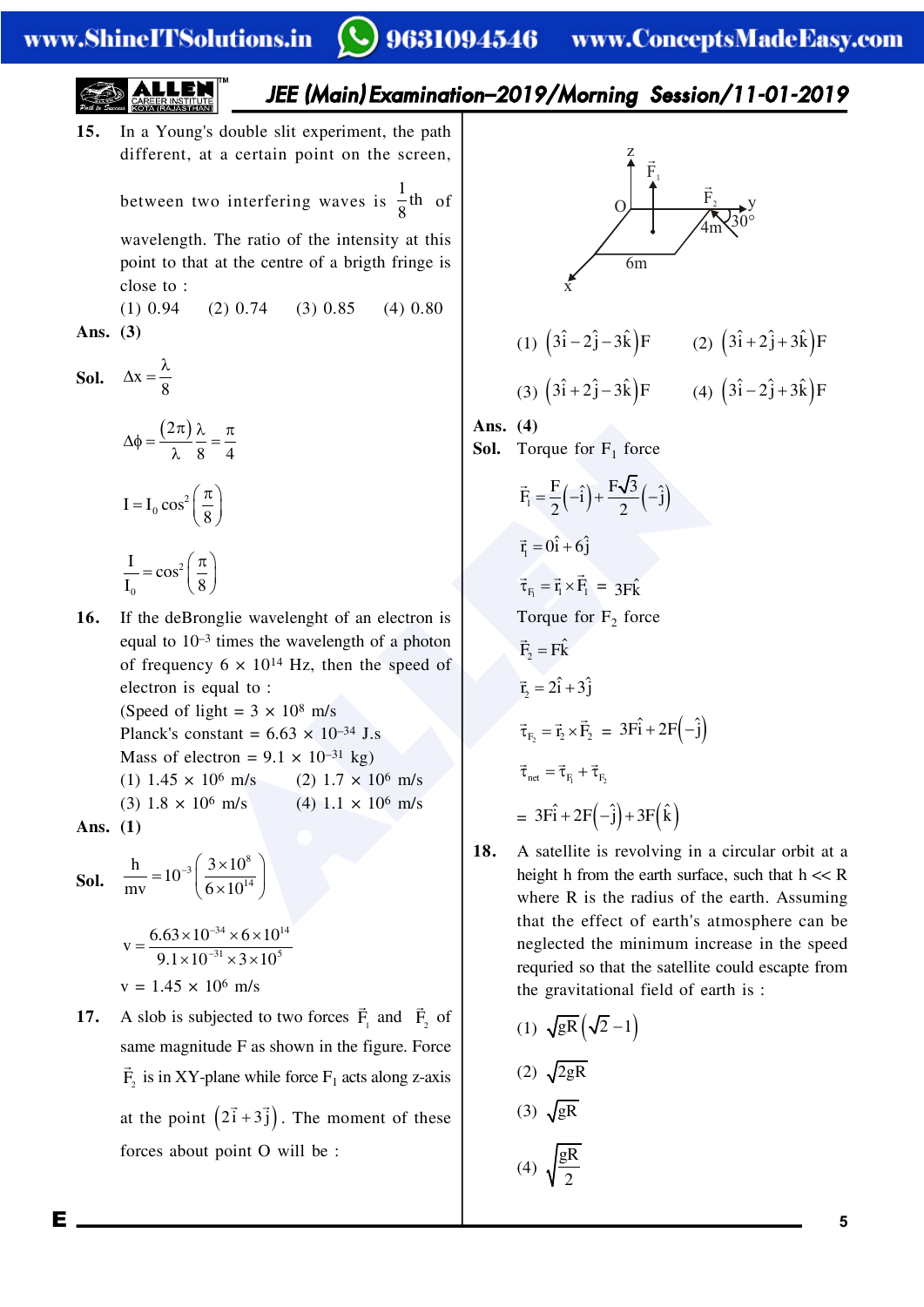**15.** In a Young's double slit experiment, the path different, at a certain point on the screen, between two interfering waves is $\frac{1}{8}$th of wavelength. The ratio of the intensity at this point to that at the centre of a brigth fringe is close to :

(1) 0.94 (2) 0.74 (3) 0.85 (4) 0.80

**Ans. (3)**

**Sol.** $\Delta x = \frac{\lambda}{8}$

$$\Delta\phi = \frac{(2\pi)}{\lambda}\frac{\lambda}{8} = \frac{\pi}{4}$$

$$I = I_0 \cos^2\left(\frac{\pi}{8}\right)$$

$$\frac{I}{I_0} = \cos^2\left(\frac{\pi}{8}\right)$$

**16.** If the deBronglie wavelenght of an electron is equal to $10^{-3}$ times the wavelength of a photon of frequency $6 \times 10^{14}$ Hz, then the speed of electron is equal to :

(Speed of light = $3 \times 10^8$ m/s

Planck's constant = $6.63 \times 10^{-34}$ J.s

Mass of electron = $9.1 \times 10^{-31}$ kg)

(1) $1.45 \times 10^6$ m/s (2) $1.7 \times 10^6$ m/s

(3) $1.8 \times 10^6$ m/s (4) $1.1 \times 10^6$ m/s

**Ans. (1)**

**Sol.** $\frac{h}{mv} = 10^{-3}\left(\frac{3\times10^8}{6\times10^{14}}\right)$

$$v = \frac{6.63\times10^{-34}\times6\times10^{14}}{9.1\times10^{-31}\times3\times10^5}$$

$v = 1.45 \times 10^6$ m/s

**17.** A slob is subjected to two forces $\vec{F}_1$ and $\vec{F}_2$ of same magnitude F as shown in the figure. Force $\vec{F}_2$ is in XY-plane while force $F_1$ acts along z-axis at the point $\left(2\vec{i}+3\vec{j}\right)$. The moment of these forces about point O will be :

(1) $\left(3\hat{i}-2\hat{j}-3\hat{k}\right)F$ (2) $\left(3\hat{i}+2\hat{j}+3\hat{k}\right)F$

(3) $\left(3\hat{i}+2\hat{j}-3\hat{k}\right)F$ (4) $\left(3\hat{i}-2\hat{j}+3\hat{k}\right)F$

**Ans. (4)**

**Sol.** Torque for $F_1$ force

$$\vec{F}_1 = \frac{F}{2}\left(-\hat{i}\right) + \frac{F\sqrt{3}}{2}\left(-\hat{j}\right)$$

$$\vec{r}_1 = 0\hat{i} + 6\hat{j}$$

$$\vec{\tau}_{F_1} = \vec{r}_1 \times \vec{F}_1 = 3F\hat{k}$$

Torque for $F_2$ force

$$\vec{F}_2 = F\hat{k}$$

$$\vec{r}_2 = 2\hat{i} + 3\hat{j}$$

$$\vec{\tau}_{F_2} = \vec{r}_2 \times \vec{F}_2 = 3F\hat{i} + 2F\left(-\hat{j}\right)$$

$$\vec{\tau}_{net} = \vec{\tau}_{F_1} + \vec{\tau}_{F_2}$$

$$= 3F\hat{i} + 2F\left(-\hat{j}\right) + 3F\left(\hat{k}\right)$$

**18.** A satellite is revolving in a circular orbit at a height h from the earth surface, such that h << R where R is the radius of the earth. Assuming that the effect of earth's atmosphere can be neglected the minimum increase in the speed requried so that the satellite could escapte from the gravitational field of earth is :

(1) $\sqrt{gR}\left(\sqrt{2}-1\right)$

(2) $\sqrt{2gR}$

(3) $\sqrt{gR}$

(4) $\sqrt{\frac{gR}{2}}$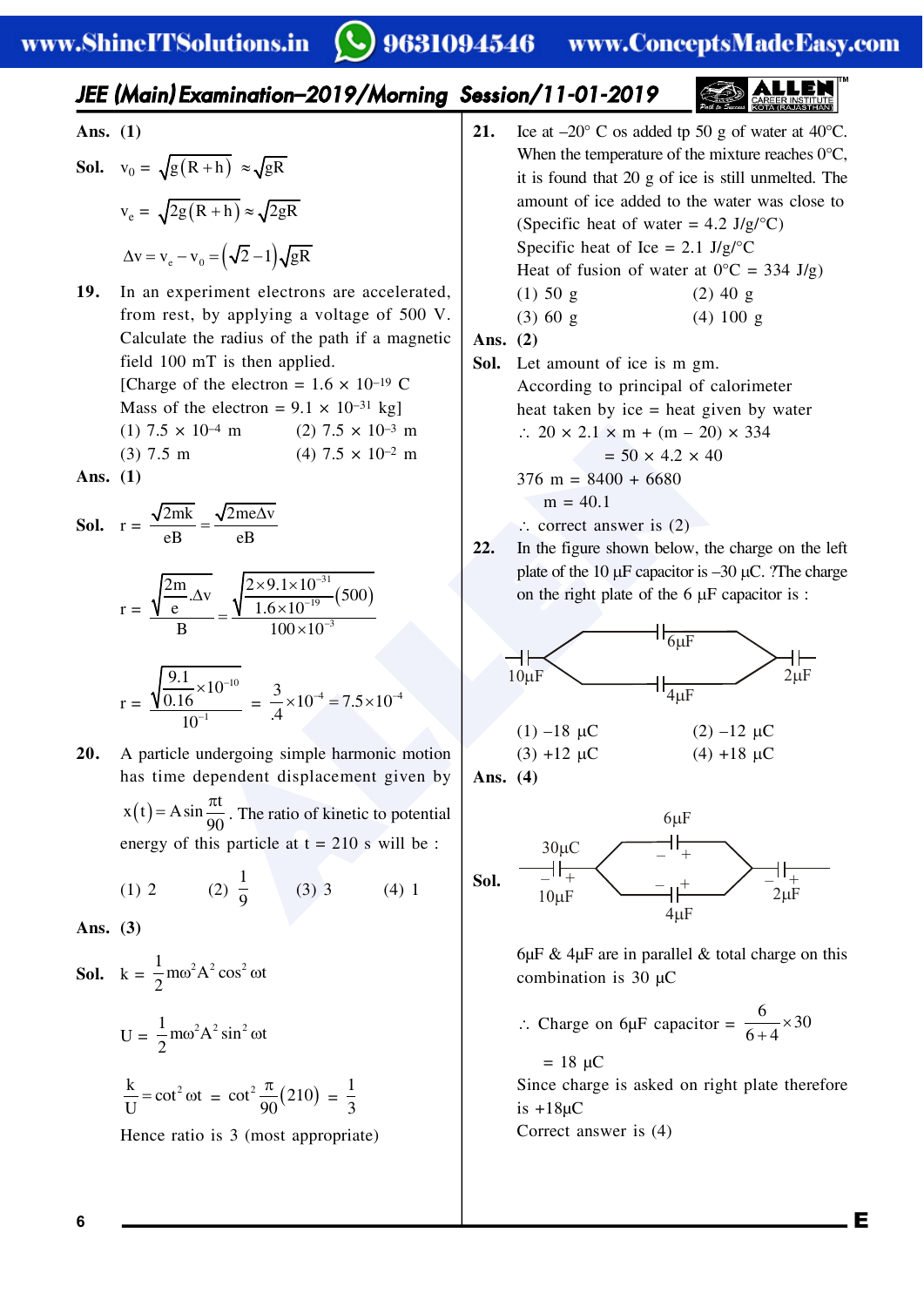**Ans. (1)**

**Sol.** $v_0 = \sqrt{g(R+h)} \approx \sqrt{gR}$

$v_e = \sqrt{2g(R+h)} \approx \sqrt{2gR}$

$\Delta v = v_e - v_0 = (\sqrt{2}-1)\sqrt{gR}$

**19.** In an experiment electrons are accelerated, from rest, by applying a voltage of 500 V. Calculate the radius of the path if a magnetic field 100 mT is then applied.
[Charge of the electron = $1.6 \times 10^{-19}$ C
Mass of the electron = $9.1 \times 10^{-31}$ kg]

(1) $7.5 \times 10^{-4}$ m (2) $7.5 \times 10^{-3}$ m
(3) 7.5 m (4) $7.5 \times 10^{-2}$ m

**Ans. (1)**

**Sol.** $r = \dfrac{\sqrt{2mk}}{eB} = \dfrac{\sqrt{2me\Delta v}}{eB}$

$r = \dfrac{\sqrt{\dfrac{2m}{e}.\Delta v}}{B} = \dfrac{\sqrt{\dfrac{2\times 9.1\times 10^{-31}}{1.6\times 10^{-19}}(500)}}{100\times 10^{-3}}$

$r = \dfrac{\sqrt{\dfrac{9.1}{0.16}\times 10^{-10}}}{10^{-1}} = \dfrac{3}{.4}\times 10^{-4} = 7.5\times 10^{-4}$

**20.** A particle undergoing simple harmonic motion has time dependent displacement given by $x(t) = A\sin\dfrac{\pi t}{90}$. The ratio of kinetic to potential energy of this particle at t = 210 s will be :

(1) 2 (2) $\dfrac{1}{9}$ (3) 3 (4) 1

**Ans. (3)**

**Sol.** $k = \dfrac{1}{2}m\omega^2 A^2\cos^2\omega t$

$U = \dfrac{1}{2}m\omega^2 A^2\sin^2\omega t$

$\dfrac{k}{U} = \cot^2\omega t = \cot^2\dfrac{\pi}{90}(210) = \dfrac{1}{3}$

Hence ratio is 3 (most appropriate)

**21.** Ice at –20° C os added tp 50 g of water at 40°C. When the temperature of the mixture reaches 0°C, it is found that 20 g of ice is still unmelted. The amount of ice added to the water was close to
(Specific heat of water = 4.2 J/g/°C)
Specific heat of Ice = 2.1 J/g/°C
Heat of fusion of water at 0°C = 334 J/g)

(1) 50 g (2) 40 g
(3) 60 g (4) 100 g

**Ans. (2)**

**Sol.** Let amount of ice is m gm.
According to principal of calorimeter
heat taken by ice = heat given by water

$\therefore$ $20 \times 2.1 \times m + (m - 20) \times 334$
$= 50 \times 4.2 \times 40$

$376\ m = 8400 + 6680$

$m = 40.1$

$\therefore$ correct answer is (2)

**22.** In the figure shown below, the charge on the left plate of the 10 μF capacitor is –30 μC. ?The charge on the right plate of the 6 μF capacitor is :

(1) –18 μC (2) –12 μC
(3) +12 μC (4) +18 μC

**Ans. (4)**

**Sol.** 6μF & 4μF are in parallel & total charge on this combination is 30 μC

$\therefore$ Charge on 6μF capacitor $= \dfrac{6}{6+4}\times 30$

$= 18$ μC

Since charge is asked on right plate therefore is +18μC

Correct answer is (4)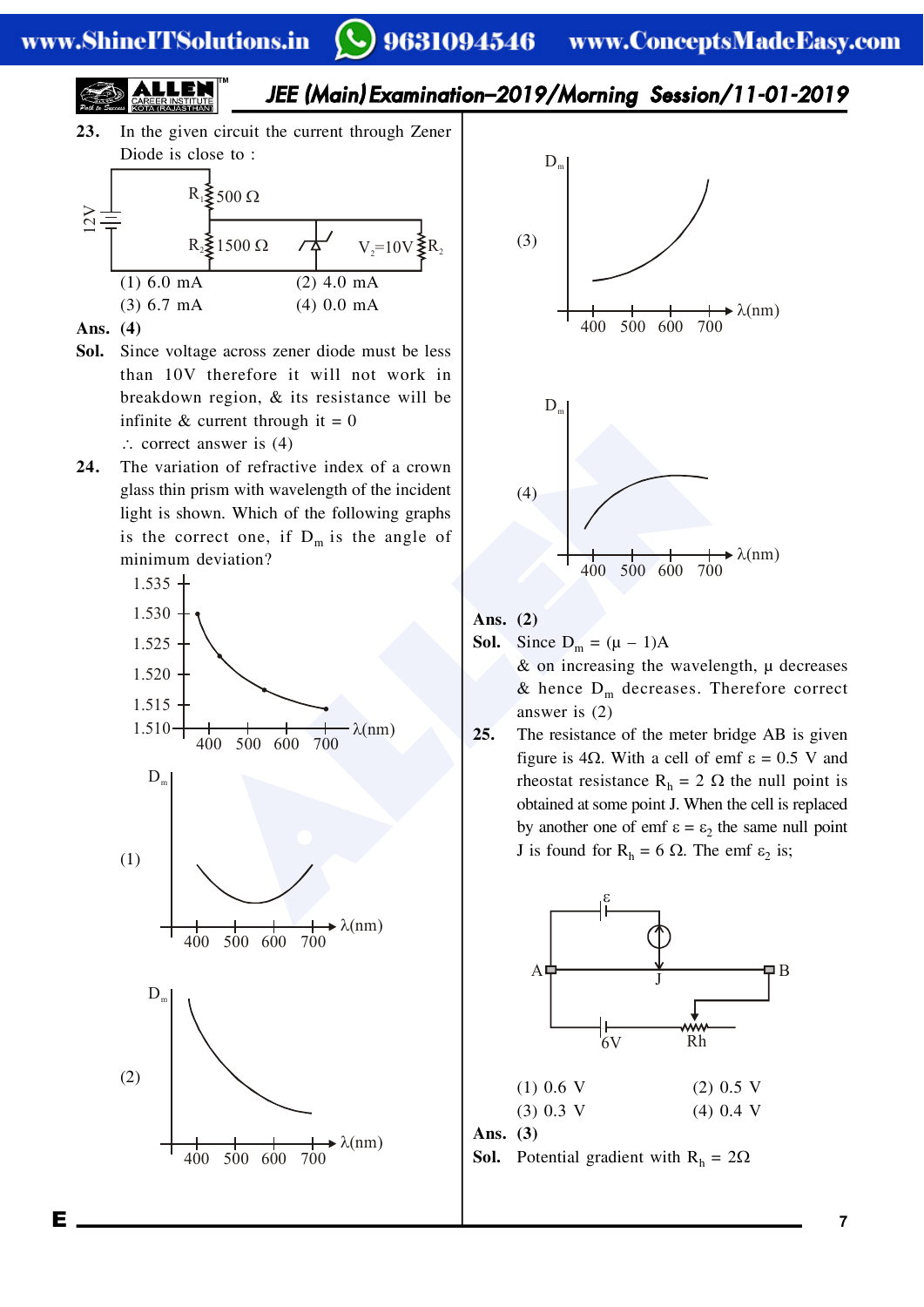**23.** In the given circuit the current through Zener Diode is close to :

(1) 6.0 mA (2) 4.0 mA

(3) 6.7 mA (4) 0.0 mA

**Ans.** (4)

**Sol.** Since voltage across zener diode must be less than 10V therefore it will not work in breakdown region, & its resistance will be infinite & current through it = 0

$\therefore$ correct answer is (4)

**24.** The variation of refractive index of a crown glass thin prism with wavelength of the incident light is shown. Which of the following graphs is the correct one, if $D_m$ is the angle of minimum deviation?

(1)

(2)

(3)

(4)

**Ans.** (2)

**Sol.** Since $D_m = (\mu - 1)A$

& on increasing the wavelength, $\mu$ decreases & hence $D_m$ decreases. Therefore correct answer is (2)

**25.** The resistance of the meter bridge AB is given figure is 4Ω. With a cell of emf $\varepsilon = 0.5$ V and rheostat resistance $R_h = 2\ \Omega$ the null point is obtained at some point J. When the cell is replaced by another one of emf $\varepsilon = \varepsilon_2$ the same null point J is found for $R_h = 6\ \Omega$. The emf $\varepsilon_2$ is;

(1) 0.6 V (2) 0.5 V

(3) 0.3 V (4) 0.4 V

**Ans.** (3)

**Sol.** Potential gradient with $R_h = 2\Omega$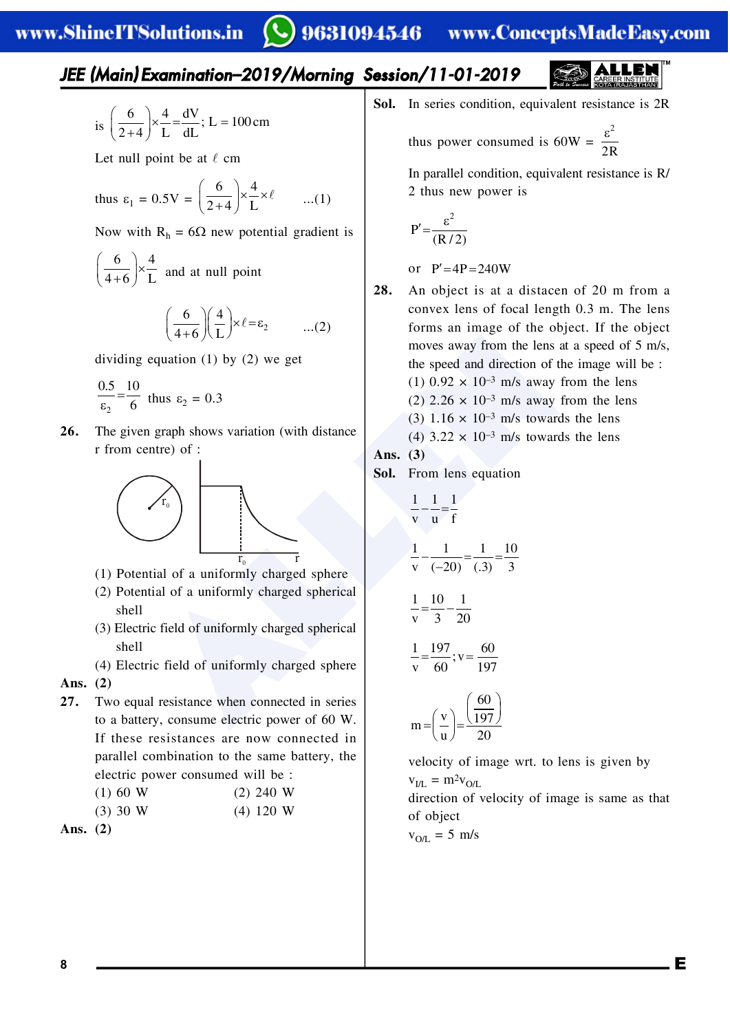is $\left(\frac{6}{2+4}\right)\times\frac{4}{L}=\frac{dV}{dL}$; $L = 100\,cm$

Let null point be at $\ell$ cm

thus $\varepsilon_1 = 0.5V = \left(\frac{6}{2+4}\right)\times\frac{4}{L}\times\ell$ ...(1)

Now with $R_h = 6\Omega$ new potential gradient is

$\left(\frac{6}{4+6}\right)\times\frac{4}{L}$ and at null point

$$\left(\frac{6}{4+6}\right)\left(\frac{4}{L}\right)\times\ell=\varepsilon_2 \quad ...(2)$$

dividing equation (1) by (2) we get

$\frac{0.5}{\varepsilon_2}=\frac{10}{6}$ thus $\varepsilon_2 = 0.3$

**26.** The given graph shows variation (with distance r from centre) of :

(1) Potential of a uniformly charged sphere

(2) Potential of a uniformly charged spherical shell

(3) Electric field of uniformly charged spherical shell

(4) Electric field of uniformly charged sphere

**Ans. (2)**

**27.** Two equal resistance when connected in series to a battery, consume electric power of 60 W. If these resistances are now connected in parallel combination to the same battery, the electric power consumed will be :

(1) 60 W (2) 240 W

(3) 30 W (4) 120 W

**Ans. (2)**

**Sol.** In series condition, equivalent resistance is 2R

thus power consumed is $60W = \frac{\varepsilon^2}{2R}$

In parallel condition, equivalent resistance is R/2 thus new power is

$$P'=\frac{\varepsilon^2}{(R/2)}$$

or $P'=4P=240W$

**28.** An object is at a distacen of 20 m from a convex lens of focal length 0.3 m. The lens forms an image of the object. If the object moves away from the lens at a speed of 5 m/s, the speed and direction of the image will be :

(1) $0.92 \times 10^{-3}$ m/s away from the lens

(2) $2.26 \times 10^{-3}$ m/s away from the lens

(3) $1.16 \times 10^{-3}$ m/s towards the lens

(4) $3.22 \times 10^{-3}$ m/s towards the lens

**Ans. (3)**

**Sol.** From lens equation

$$\frac{1}{v}-\frac{1}{u}=\frac{1}{f}$$

$$\frac{1}{v}-\frac{1}{(-20)}=\frac{1}{(.3)}=\frac{10}{3}$$

$$\frac{1}{v}=\frac{10}{3}-\frac{1}{20}$$

$$\frac{1}{v}=\frac{197}{60};v=\frac{60}{197}$$

$$m=\left(\frac{v}{u}\right)=\frac{\left(\frac{60}{197}\right)}{20}$$

velocity of image wrt. to lens is given by

$v_{I/L} = m^2 v_{O/L}$

direction of velocity of image is same as that of object

$v_{O/L} = 5$ m/s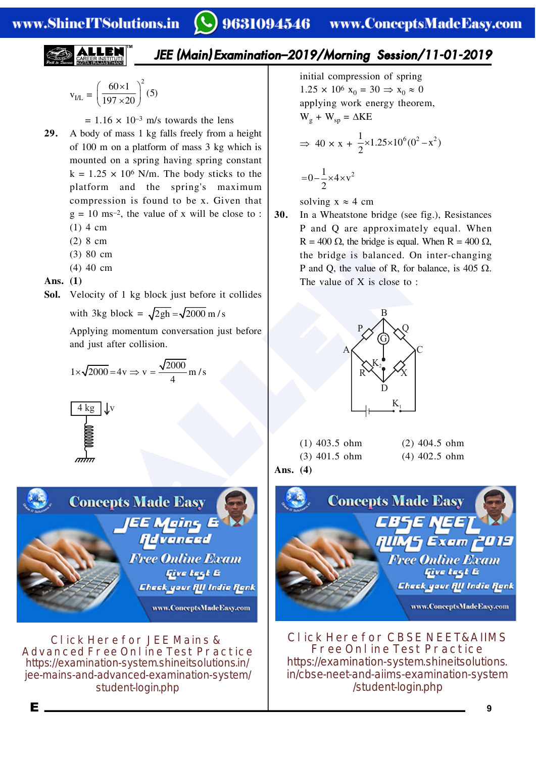$$v_{I/L} = \left(\frac{60\times1}{197\times20}\right)^2 (5)$$

$= 1.16 \times 10^{-3}$ m/s towards the lens

**29.** A body of mass 1 kg falls freely from a height of 100 m on a platform of mass 3 kg which is mounted on a spring having spring constant $k = 1.25 \times 10^6$ N/m. The body sticks to the platform and the spring's maximum compression is found to be x. Given that $g = 10\ ms^{-2}$, the value of x will be close to :

(1) 4 cm

(2) 8 cm

(3) 80 cm

(4) 40 cm

**Ans. (1)**

**Sol.** Velocity of 1 kg block just before it collides with 3kg block $= \sqrt{2gh} = \sqrt{2000}$ m/s

Applying momentum conversation just before and just after collision.

$$1\times\sqrt{2000} = 4v \Rightarrow v = \frac{\sqrt{2000}}{4} \text{ m/s}$$

4 kg ↓v

initial compression of spring

$1.25 \times 10^6\ x_0 = 30 \Rightarrow x_0 \approx 0$

applying work energy theorem,

$W_g + W_{sp} = \Delta KE$

$$\Rightarrow 40 \times x + \frac{1}{2}\times1.25\times10^6(0^2 - x^2)$$

$$= 0 - \frac{1}{2}\times4\times v^2$$

solving $x \approx 4$ cm

**30.** In a Wheatstone bridge (see fig.), Resistances P and Q are approximately equal. When R = 400 Ω, the bridge is equal. When R = 400 Ω, the bridge is balanced. On inter-changing P and Q, the value of R, for balance, is 405 Ω. The value of X is close to :

B, P, Q, G, A, C, $K_2$, R, X, D, $K_1$

(1) 403.5 ohm

(2) 404.5 ohm

(3) 401.5 ohm

(4) 402.5 ohm

**Ans. (4)**

Click Here for JEE Mains & Advanced Free Online Test Practice
https://examination-system.shineitsolutions.in/jee-mains-and-advanced-examination-system/student-login.php

Click Here for CBSE NEET&AIIMS Free Online Test Practice
https://examination-system.shineitsolutions.in/cbse-neet-and-aiims-examination-system/student-login.php